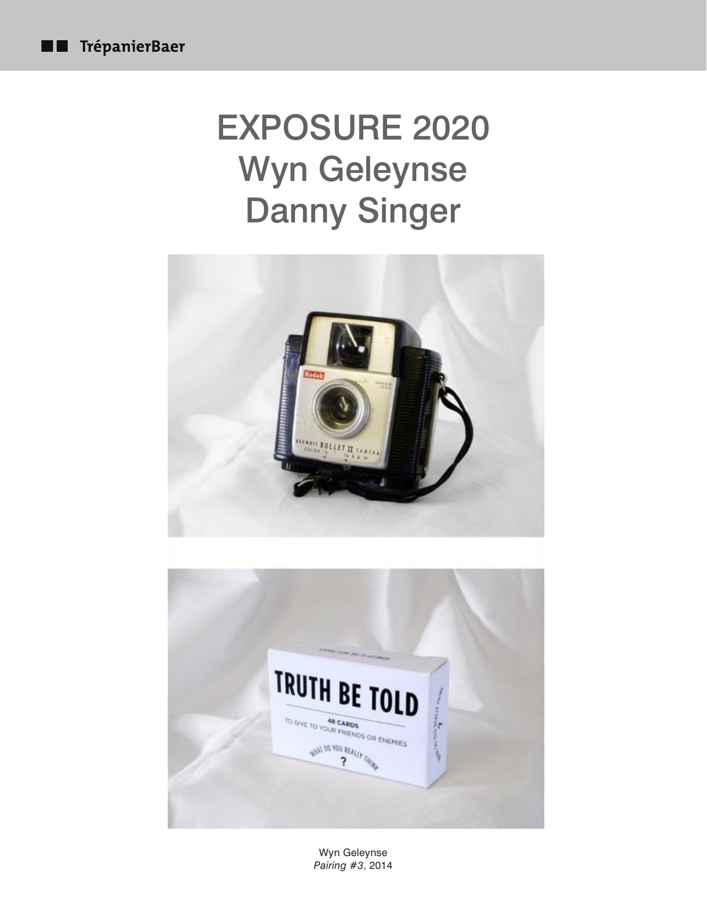# EXPOSURE 2020
# Wyn Geleynse
# Danny Singer

Wyn Geleynse
*Pairing #3*, 2014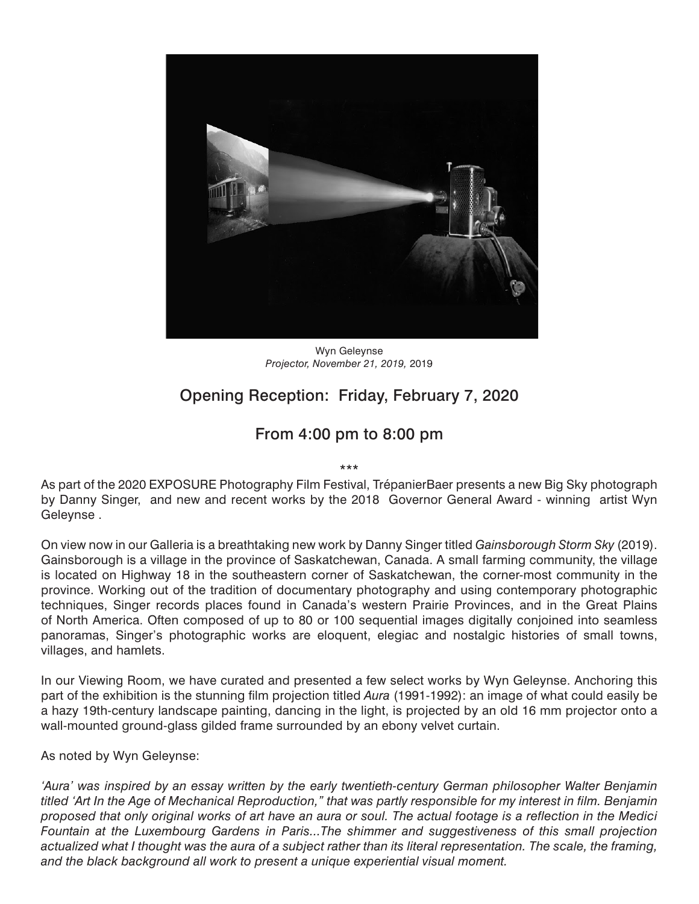Wyn Geleynse
*Projector, November 21, 2019,* 2019

## Opening Reception: Friday, February 7, 2020

## From 4:00 pm to 8:00 pm

***

As part of the 2020 EXPOSURE Photography Film Festival, TrépanierBaer presents a new Big Sky photograph by Danny Singer, and new and recent works by the 2018 Governor General Award - winning artist Wyn Geleynse .

On view now in our Galleria is a breathtaking new work by Danny Singer titled *Gainsborough Storm Sky* (2019). Gainsborough is a village in the province of Saskatchewan, Canada. A small farming community, the village is located on Highway 18 in the southeastern corner of Saskatchewan, the corner-most community in the province. Working out of the tradition of documentary photography and using contemporary photographic techniques, Singer records places found in Canada's western Prairie Provinces, and in the Great Plains of North America. Often composed of up to 80 or 100 sequential images digitally conjoined into seamless panoramas, Singer's photographic works are eloquent, elegiac and nostalgic histories of small towns, villages, and hamlets.

In our Viewing Room, we have curated and presented a few select works by Wyn Geleynse. Anchoring this part of the exhibition is the stunning film projection titled *Aura* (1991-1992): an image of what could easily be a hazy 19th-century landscape painting, dancing in the light, is projected by an old 16 mm projector onto a wall-mounted ground-glass gilded frame surrounded by an ebony velvet curtain.

As noted by Wyn Geleynse:

*'Aura' was inspired by an essay written by the early twentieth-century German philosopher Walter Benjamin titled 'Art In the Age of Mechanical Reproduction," that was partly responsible for my interest in film. Benjamin proposed that only original works of art have an aura or soul. The actual footage is a reflection in the Medici Fountain at the Luxembourg Gardens in Paris...The shimmer and suggestiveness of this small projection actualized what I thought was the aura of a subject rather than its literal representation. The scale, the framing, and the black background all work to present a unique experiential visual moment.*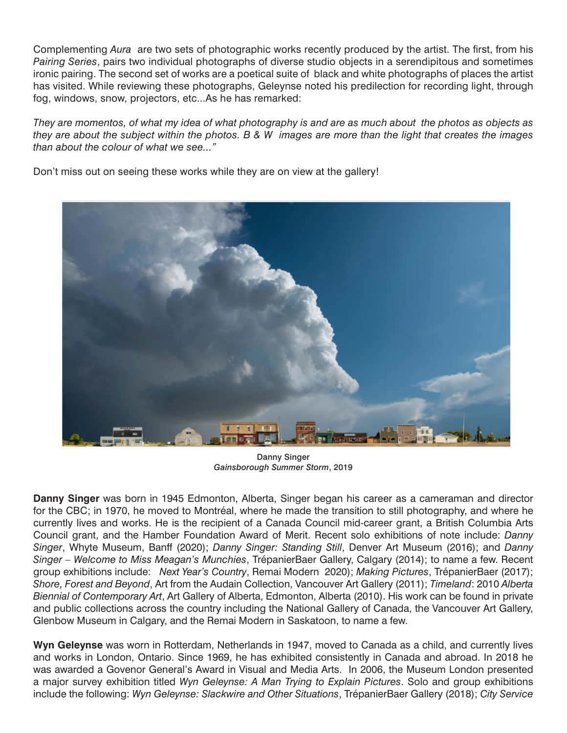Complementing *Aura* are two sets of photographic works recently produced by the artist. The first, from his *Pairing Series*, pairs two individual photographs of diverse studio objects in a serendipitous and sometimes ironic pairing. The second set of works are a poetical suite of black and white photographs of places the artist has visited. While reviewing these photographs, Geleynse noted his predilection for recording light, through fog, windows, snow, projectors, etc...As he has remarked:

*They are momentos, of what my idea of what photography is and are as much about the photos as objects as they are about the subject within the photos. B & W images are more than the light that creates the images than about the colour of what we see..."*

Don't miss out on seeing these works while they are on view at the gallery!

Danny Singer
*Gainsborough Summer Storm*, 2019

**Danny Singer** was born in 1945 Edmonton, Alberta, Singer began his career as a cameraman and director for the CBC; in 1970, he moved to Montréal, where he made the transition to still photography, and where he currently lives and works. He is the recipient of a Canada Council mid-career grant, a British Columbia Arts Council grant, and the Hamber Foundation Award of Merit. Recent solo exhibitions of note include: *Danny Singer*, Whyte Museum, Banff (2020); *Danny Singer: Standing Still*, Denver Art Museum (2016); and *Danny Singer – Welcome to Miss Meagan's Munchies*, TrépanierBaer Gallery, Calgary (2014); to name a few. Recent group exhibitions include: *Next Year's Country*, Remai Modern 2020); *Making Pictures*, TrépanierBaer (2017); *Shore, Forest and Beyond*, Art from the Audain Collection, Vancouver Art Gallery (2011); *Timeland*: 2010 *Alberta Biennial of Contemporary Art*, Art Gallery of Alberta, Edmonton, Alberta (2010). His work can be found in private and public collections across the country including the National Gallery of Canada, the Vancouver Art Gallery, Glenbow Museum in Calgary, and the Remai Modern in Saskatoon, to name a few.

**Wyn Geleynse** was worn in Rotterdam, Netherlands in 1947, moved to Canada as a child, and currently lives and works in London, Ontario. Since 1969, he has exhibited consistently in Canada and abroad. In 2018 he was awarded a Govenor General's Award in Visual and Media Arts. In 2006, the Museum London presented a major survey exhibition titled *Wyn Geleynse: A Man Trying to Explain Pictures*. Solo and group exhibitions include the following: *Wyn Geleynse: Slackwire and Other Situations*, TrépanierBaer Gallery (2018); *City Service*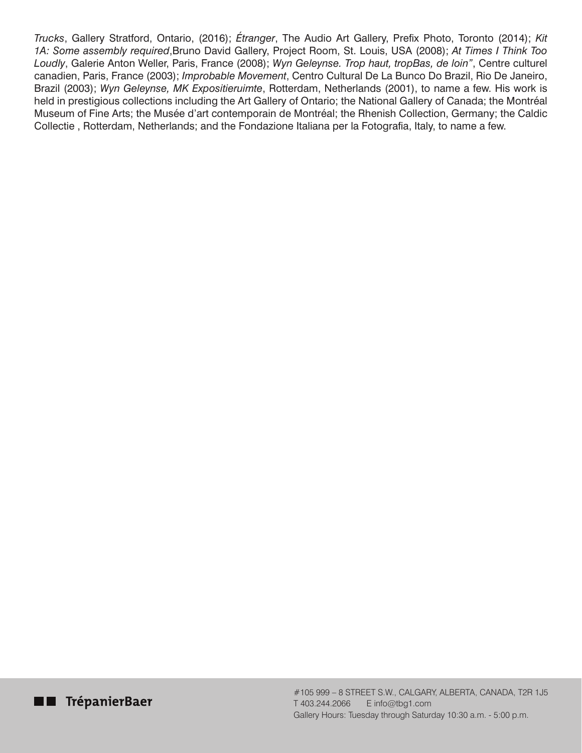*Trucks*, Gallery Stratford, Ontario, (2016); *Étranger*, The Audio Art Gallery, Prefix Photo, Toronto (2014); *Kit 1A: Some assembly required*,Bruno David Gallery, Project Room, St. Louis, USA (2008); *At Times I Think Too Loudly*, Galerie Anton Weller, Paris, France (2008); *Wyn Geleynse. Trop haut, tropBas, de loin"*, Centre culturel canadien, Paris, France (2003); *Improbable Movement*, Centro Cultural De La Bunco Do Brazil, Rio De Janeiro, Brazil (2003); *Wyn Geleynse, MK Expositieruimte*, Rotterdam, Netherlands (2001), to name a few. His work is held in prestigious collections including the Art Gallery of Ontario; the National Gallery of Canada; the Montréal Museum of Fine Arts; the Musée d'art contemporain de Montréal; the Rhenish Collection, Germany; the Caldic Collectie , Rotterdam, Netherlands; and the Fondazione Italiana per la Fotografia, Italy, to name a few.

TrépanierBaer

#105 999 – 8 STREET S.W., CALGARY, ALBERTA, CANADA, T2R 1J5
T 403.244.2066 E info@tbg1.com
Gallery Hours: Tuesday through Saturday 10:30 a.m. - 5:00 p.m.